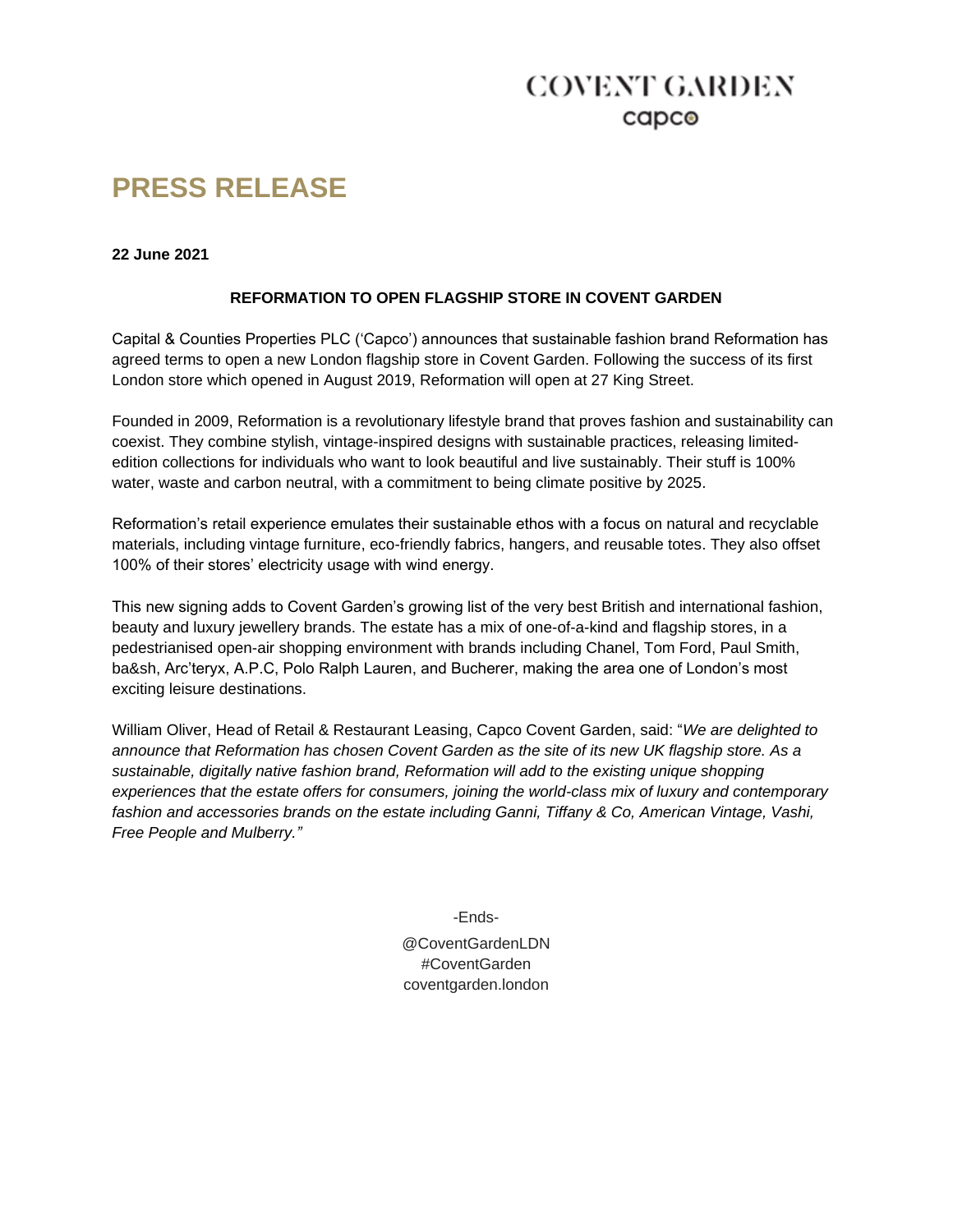COVENT GARDEN
capco

# PRESS RELEASE

**22 June 2021**

**REFORMATION TO OPEN FLAGSHIP STORE IN COVENT GARDEN**

Capital & Counties Properties PLC ('Capco') announces that sustainable fashion brand Reformation has agreed terms to open a new London flagship store in Covent Garden. Following the success of its first London store which opened in August 2019, Reformation will open at 27 King Street.

Founded in 2009, Reformation is a revolutionary lifestyle brand that proves fashion and sustainability can coexist. They combine stylish, vintage-inspired designs with sustainable practices, releasing limited-edition collections for individuals who want to look beautiful and live sustainably. Their stuff is 100% water, waste and carbon neutral, with a commitment to being climate positive by 2025.

Reformation's retail experience emulates their sustainable ethos with a focus on natural and recyclable materials, including vintage furniture, eco-friendly fabrics, hangers, and reusable totes. They also offset 100% of their stores' electricity usage with wind energy.

This new signing adds to Covent Garden's growing list of the very best British and international fashion, beauty and luxury jewellery brands. The estate has a mix of one-of-a-kind and flagship stores, in a pedestrianised open-air shopping environment with brands including Chanel, Tom Ford, Paul Smith, ba&sh, Arc'teryx, A.P.C, Polo Ralph Lauren, and Bucherer, making the area one of London's most exciting leisure destinations.

William Oliver, Head of Retail & Restaurant Leasing, Capco Covent Garden, said: "*We are delighted to announce that Reformation has chosen Covent Garden as the site of its new UK flagship store. As a sustainable, digitally native fashion brand, Reformation will add to the existing unique shopping experiences that the estate offers for consumers, joining the world-class mix of luxury and contemporary fashion and accessories brands on the estate including Ganni, Tiffany & Co, American Vintage, Vashi, Free People and Mulberry."*

-Ends-

@CoventGardenLDN
#CoventGarden
coventgarden.london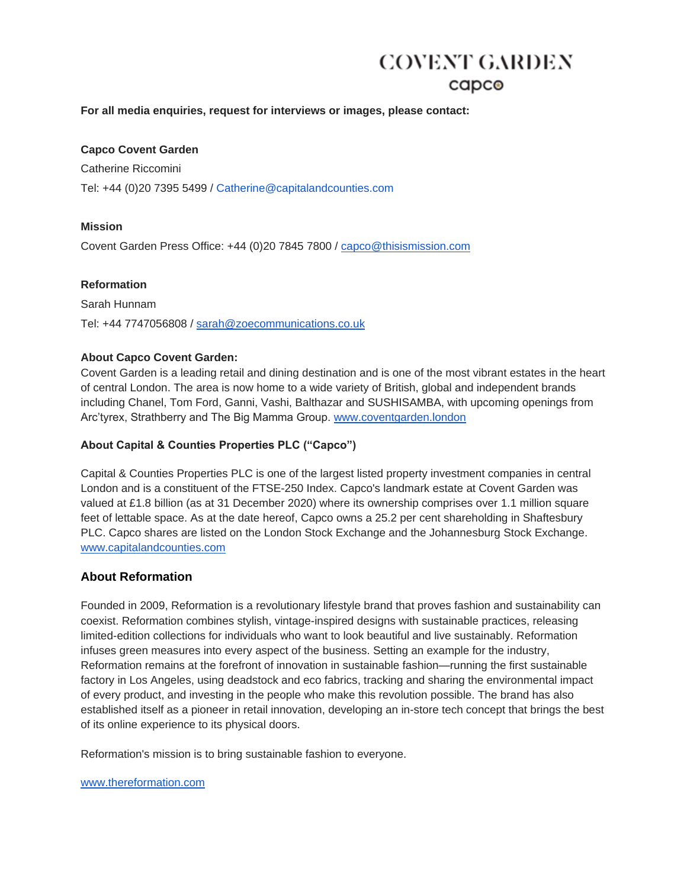COVENT GARDEN

capco

**For all media enquiries, request for interviews or images, please contact:**

**Capco Covent Garden**

Catherine Riccomini

Tel: +44 (0)20 7395 5499 / Catherine@capitalandcounties.com

**Mission**

Covent Garden Press Office: +44 (0)20 7845 7800 / capco@thisismission.com

**Reformation**

Sarah Hunnam

Tel: +44 7747056808 / sarah@zoecommunications.co.uk

**About Capco Covent Garden:**

Covent Garden is a leading retail and dining destination and is one of the most vibrant estates in the heart of central London. The area is now home to a wide variety of British, global and independent brands including Chanel, Tom Ford, Ganni, Vashi, Balthazar and SUSHISAMBA, with upcoming openings from Arc'tyrex, Strathberry and The Big Mamma Group. www.coventgarden.london

**About Capital & Counties Properties PLC ("Capco")**

Capital & Counties Properties PLC is one of the largest listed property investment companies in central London and is a constituent of the FTSE-250 Index. Capco's landmark estate at Covent Garden was valued at £1.8 billion (as at 31 December 2020) where its ownership comprises over 1.1 million square feet of lettable space. As at the date hereof, Capco owns a 25.2 per cent shareholding in Shaftesbury PLC. Capco shares are listed on the London Stock Exchange and the Johannesburg Stock Exchange. www.capitalandcounties.com

## About Reformation

Founded in 2009, Reformation is a revolutionary lifestyle brand that proves fashion and sustainability can coexist. Reformation combines stylish, vintage-inspired designs with sustainable practices, releasing limited-edition collections for individuals who want to look beautiful and live sustainably. Reformation infuses green measures into every aspect of the business. Setting an example for the industry, Reformation remains at the forefront of innovation in sustainable fashion—running the first sustainable factory in Los Angeles, using deadstock and eco fabrics, tracking and sharing the environmental impact of every product, and investing in the people who make this revolution possible. The brand has also established itself as a pioneer in retail innovation, developing an in-store tech concept that brings the best of its online experience to its physical doors.

Reformation's mission is to bring sustainable fashion to everyone.

www.thereformation.com